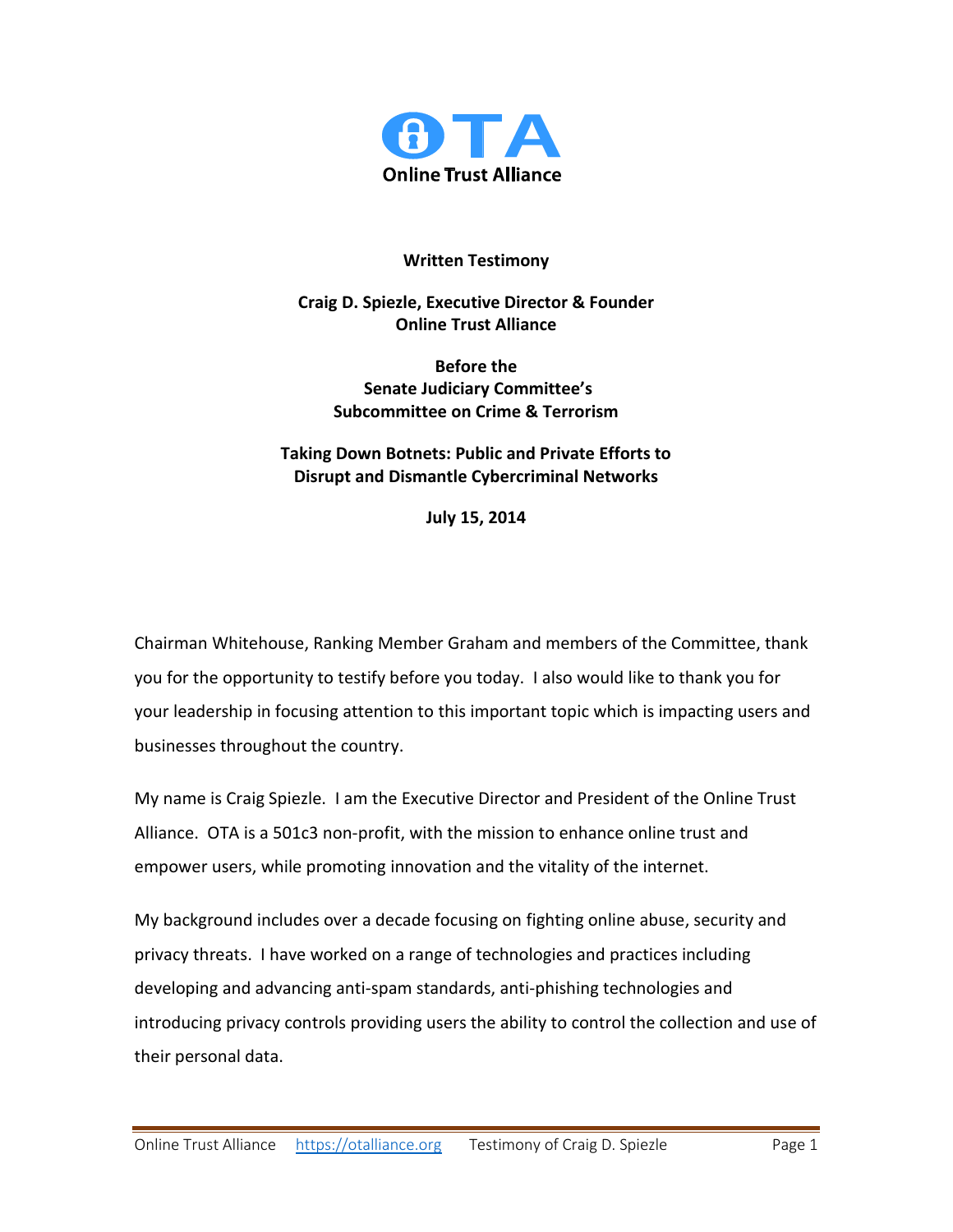**OTA**
**Online Trust Alliance**

**Written Testimony**

**Craig D. Spiezle, Executive Director & Founder**
**Online Trust Alliance**

**Before the**
**Senate Judiciary Committee's**
**Subcommittee on Crime & Terrorism**

**Taking Down Botnets: Public and Private Efforts to Disrupt and Dismantle Cybercriminal Networks**

**July 15, 2014**

Chairman Whitehouse, Ranking Member Graham and members of the Committee, thank you for the opportunity to testify before you today. I also would like to thank you for your leadership in focusing attention to this important topic which is impacting users and businesses throughout the country.

My name is Craig Spiezle. I am the Executive Director and President of the Online Trust Alliance. OTA is a 501c3 non-profit, with the mission to enhance online trust and empower users, while promoting innovation and the vitality of the internet.

My background includes over a decade focusing on fighting online abuse, security and privacy threats. I have worked on a range of technologies and practices including developing and advancing anti-spam standards, anti-phishing technologies and introducing privacy controls providing users the ability to control the collection and use of their personal data.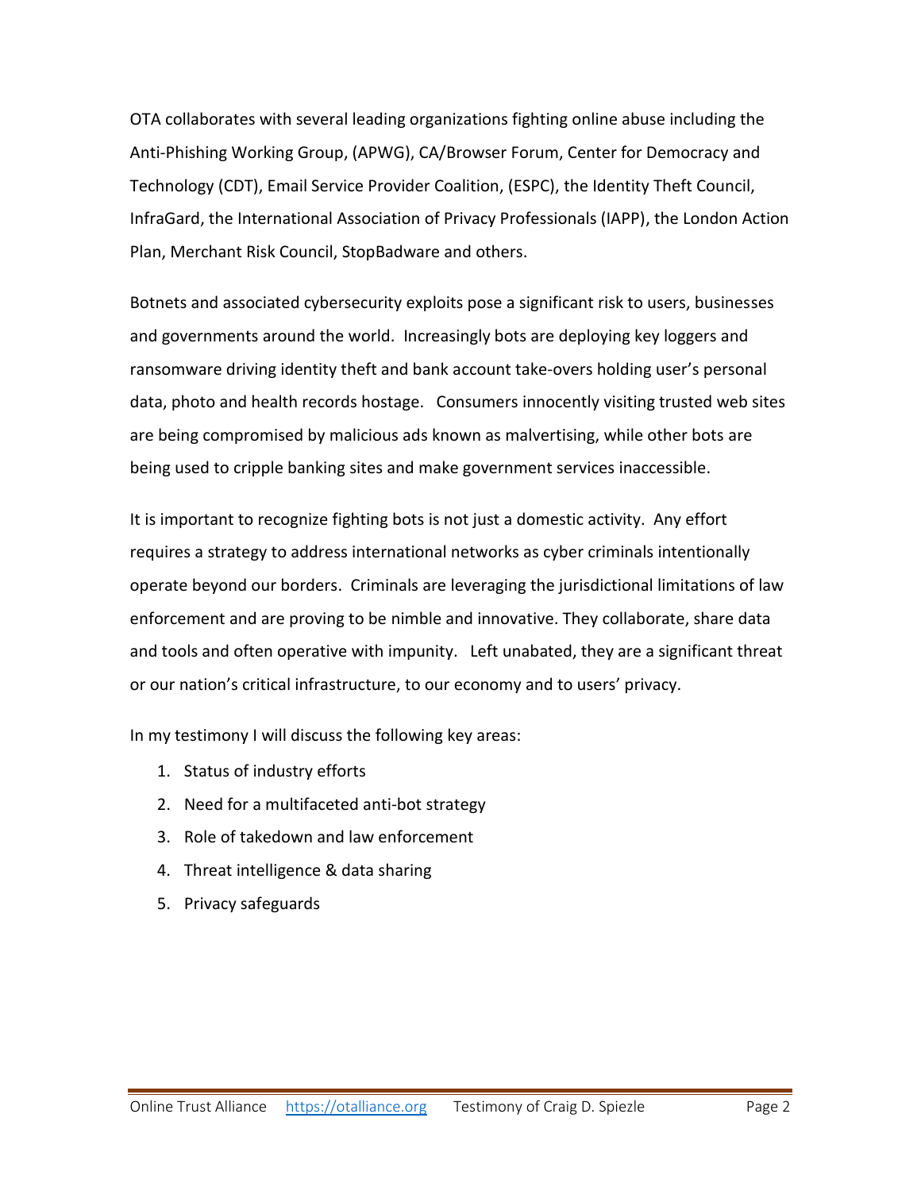OTA collaborates with several leading organizations fighting online abuse including the Anti-Phishing Working Group, (APWG), CA/Browser Forum, Center for Democracy and Technology (CDT), Email Service Provider Coalition, (ESPC), the Identity Theft Council, InfraGard, the International Association of Privacy Professionals (IAPP), the London Action Plan, Merchant Risk Council, StopBadware and others.

Botnets and associated cybersecurity exploits pose a significant risk to users, businesses and governments around the world. Increasingly bots are deploying key loggers and ransomware driving identity theft and bank account take-overs holding user's personal data, photo and health records hostage. Consumers innocently visiting trusted web sites are being compromised by malicious ads known as malvertising, while other bots are being used to cripple banking sites and make government services inaccessible.

It is important to recognize fighting bots is not just a domestic activity. Any effort requires a strategy to address international networks as cyber criminals intentionally operate beyond our borders. Criminals are leveraging the jurisdictional limitations of law enforcement and are proving to be nimble and innovative. They collaborate, share data and tools and often operative with impunity. Left unabated, they are a significant threat or our nation's critical infrastructure, to our economy and to users' privacy.

In my testimony I will discuss the following key areas:

1. Status of industry efforts
2. Need for a multifaceted anti-bot strategy
3. Role of takedown and law enforcement
4. Threat intelligence & data sharing
5. Privacy safeguards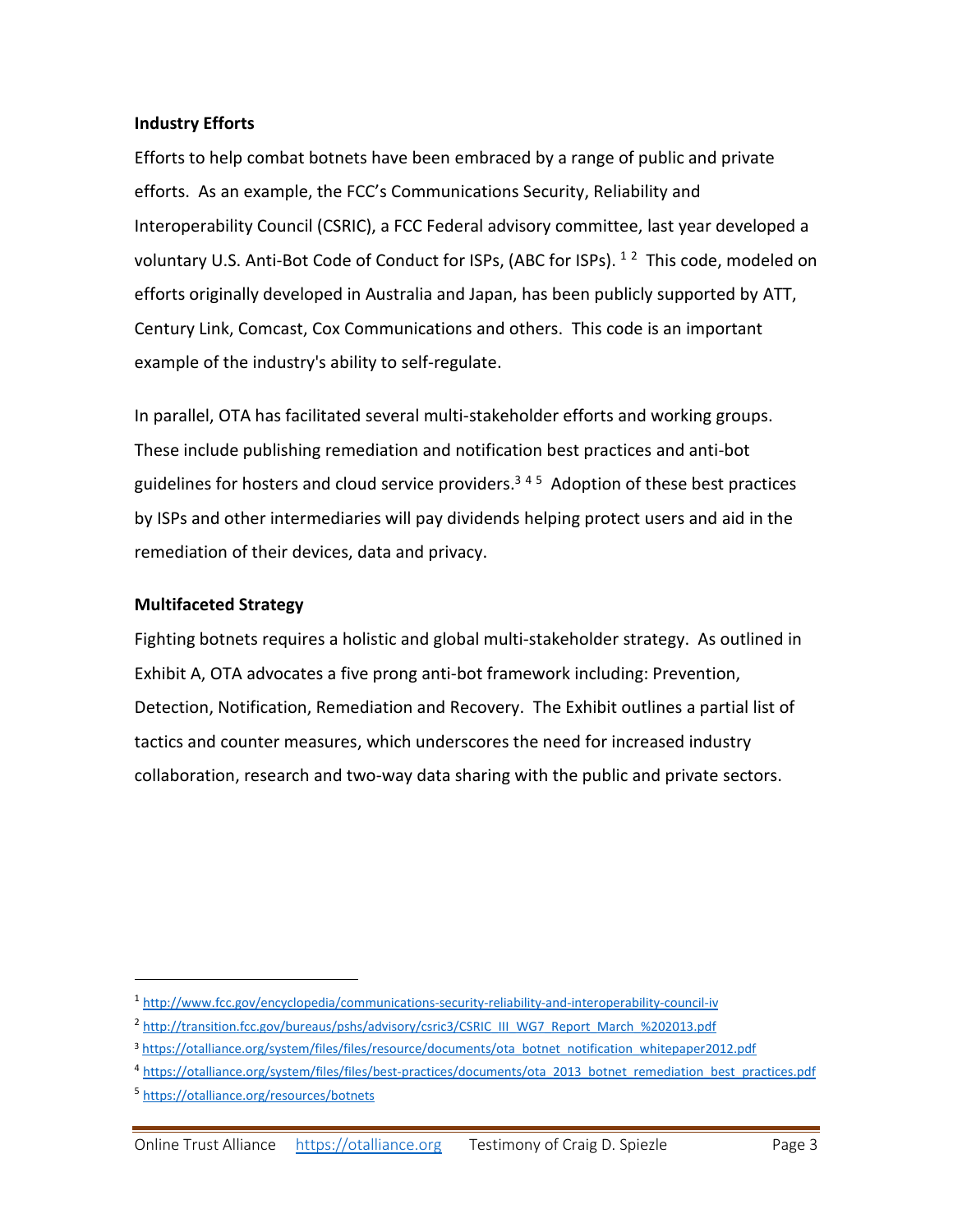## Industry Efforts

Efforts to help combat botnets have been embraced by a range of public and private efforts. As an example, the FCC's Communications Security, Reliability and Interoperability Council (CSRIC), a FCC Federal advisory committee, last year developed a voluntary U.S. Anti-Bot Code of Conduct for ISPs, (ABC for ISPs). [1] [2] This code, modeled on efforts originally developed in Australia and Japan, has been publicly supported by ATT, Century Link, Comcast, Cox Communications and others. This code is an important example of the industry's ability to self-regulate.

In parallel, OTA has facilitated several multi-stakeholder efforts and working groups. These include publishing remediation and notification best practices and anti-bot guidelines for hosters and cloud service providers.[3] [4] [5] Adoption of these best practices by ISPs and other intermediaries will pay dividends helping protect users and aid in the remediation of their devices, data and privacy.

## Multifaceted Strategy

Fighting botnets requires a holistic and global multi-stakeholder strategy. As outlined in Exhibit A, OTA advocates a five prong anti-bot framework including: Prevention, Detection, Notification, Remediation and Recovery. The Exhibit outlines a partial list of tactics and counter measures, which underscores the need for increased industry collaboration, research and two-way data sharing with the public and private sectors.

---

[1] http://www.fcc.gov/encyclopedia/communications-security-reliability-and-interoperability-council-iv

[2] http://transition.fcc.gov/bureaus/pshs/advisory/csric3/CSRIC_III_WG7_Report_March_%202013.pdf

[3] https://otalliance.org/system/files/files/resource/documents/ota_botnet_notification_whitepaper2012.pdf

[4] https://otalliance.org/system/files/files/best-practices/documents/ota_2013_botnet_remediation_best_practices.pdf

[5] https://otalliance.org/resources/botnets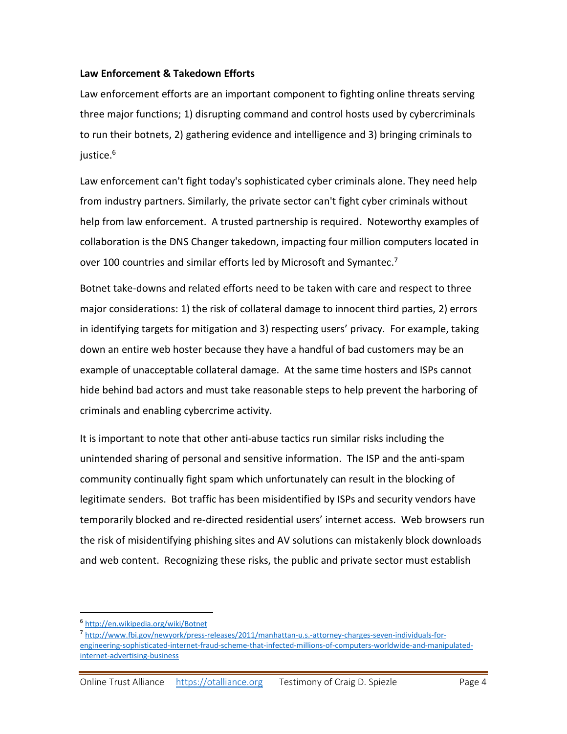**Law Enforcement & Takedown Efforts**

Law enforcement efforts are an important component to fighting online threats serving three major functions; 1) disrupting command and control hosts used by cybercriminals to run their botnets, 2) gathering evidence and intelligence and 3) bringing criminals to justice.[6]

Law enforcement can't fight today's sophisticated cyber criminals alone. They need help from industry partners. Similarly, the private sector can't fight cyber criminals without help from law enforcement. A trusted partnership is required. Noteworthy examples of collaboration is the DNS Changer takedown, impacting four million computers located in over 100 countries and similar efforts led by Microsoft and Symantec.[7]

Botnet take-downs and related efforts need to be taken with care and respect to three major considerations: 1) the risk of collateral damage to innocent third parties, 2) errors in identifying targets for mitigation and 3) respecting users' privacy. For example, taking down an entire web hoster because they have a handful of bad customers may be an example of unacceptable collateral damage. At the same time hosters and ISPs cannot hide behind bad actors and must take reasonable steps to help prevent the harboring of criminals and enabling cybercrime activity.

It is important to note that other anti-abuse tactics run similar risks including the unintended sharing of personal and sensitive information. The ISP and the anti-spam community continually fight spam which unfortunately can result in the blocking of legitimate senders. Bot traffic has been misidentified by ISPs and security vendors have temporarily blocked and re-directed residential users' internet access. Web browsers run the risk of misidentifying phishing sites and AV solutions can mistakenly block downloads and web content. Recognizing these risks, the public and private sector must establish

---

[6] http://en.wikipedia.org/wiki/Botnet

[7] http://www.fbi.gov/newyork/press-releases/2011/manhattan-u.s.-attorney-charges-seven-individuals-for-engineering-sophisticated-internet-fraud-scheme-that-infected-millions-of-computers-worldwide-and-manipulated-internet-advertising-business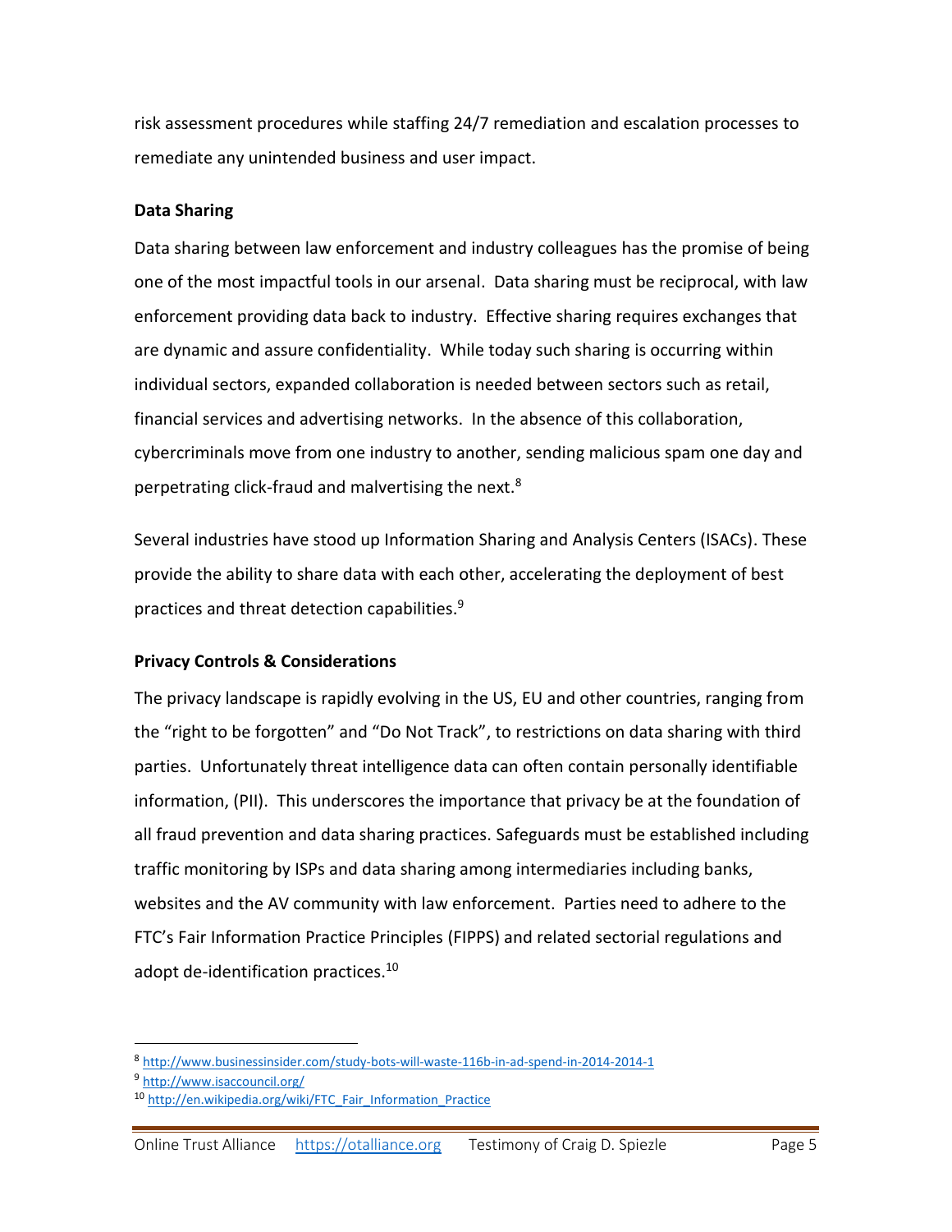risk assessment procedures while staffing 24/7 remediation and escalation processes to remediate any unintended business and user impact.

**Data Sharing**

Data sharing between law enforcement and industry colleagues has the promise of being one of the most impactful tools in our arsenal. Data sharing must be reciprocal, with law enforcement providing data back to industry. Effective sharing requires exchanges that are dynamic and assure confidentiality. While today such sharing is occurring within individual sectors, expanded collaboration is needed between sectors such as retail, financial services and advertising networks. In the absence of this collaboration, cybercriminals move from one industry to another, sending malicious spam one day and perpetrating click-fraud and malvertising the next.[8]

Several industries have stood up Information Sharing and Analysis Centers (ISACs). These provide the ability to share data with each other, accelerating the deployment of best practices and threat detection capabilities.[9]

**Privacy Controls & Considerations**

The privacy landscape is rapidly evolving in the US, EU and other countries, ranging from the "right to be forgotten" and "Do Not Track", to restrictions on data sharing with third parties. Unfortunately threat intelligence data can often contain personally identifiable information, (PII). This underscores the importance that privacy be at the foundation of all fraud prevention and data sharing practices. Safeguards must be established including traffic monitoring by ISPs and data sharing among intermediaries including banks, websites and the AV community with law enforcement. Parties need to adhere to the FTC's Fair Information Practice Principles (FIPPS) and related sectorial regulations and adopt de-identification practices.[10]

---

[8] http://www.businessinsider.com/study-bots-will-waste-116b-in-ad-spend-in-2014-2014-1

[9] http://www.isaccouncil.org/

[10] http://en.wikipedia.org/wiki/FTC_Fair_Information_Practice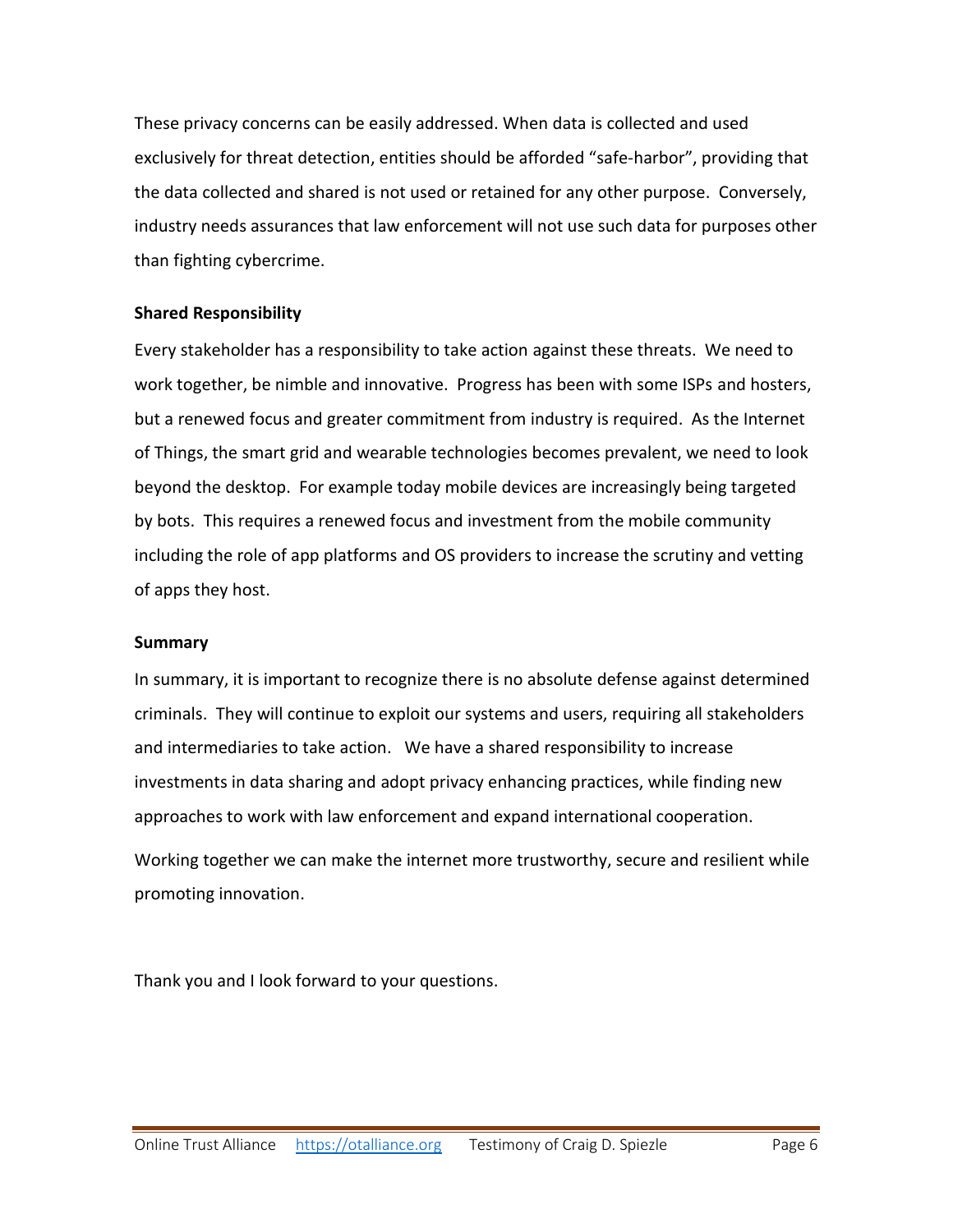These privacy concerns can be easily addressed. When data is collected and used exclusively for threat detection, entities should be afforded "safe-harbor", providing that the data collected and shared is not used or retained for any other purpose. Conversely, industry needs assurances that law enforcement will not use such data for purposes other than fighting cybercrime.

**Shared Responsibility**

Every stakeholder has a responsibility to take action against these threats. We need to work together, be nimble and innovative. Progress has been with some ISPs and hosters, but a renewed focus and greater commitment from industry is required. As the Internet of Things, the smart grid and wearable technologies becomes prevalent, we need to look beyond the desktop. For example today mobile devices are increasingly being targeted by bots. This requires a renewed focus and investment from the mobile community including the role of app platforms and OS providers to increase the scrutiny and vetting of apps they host.

**Summary**

In summary, it is important to recognize there is no absolute defense against determined criminals. They will continue to exploit our systems and users, requiring all stakeholders and intermediaries to take action. We have a shared responsibility to increase investments in data sharing and adopt privacy enhancing practices, while finding new approaches to work with law enforcement and expand international cooperation.

Working together we can make the internet more trustworthy, secure and resilient while promoting innovation.

Thank you and I look forward to your questions.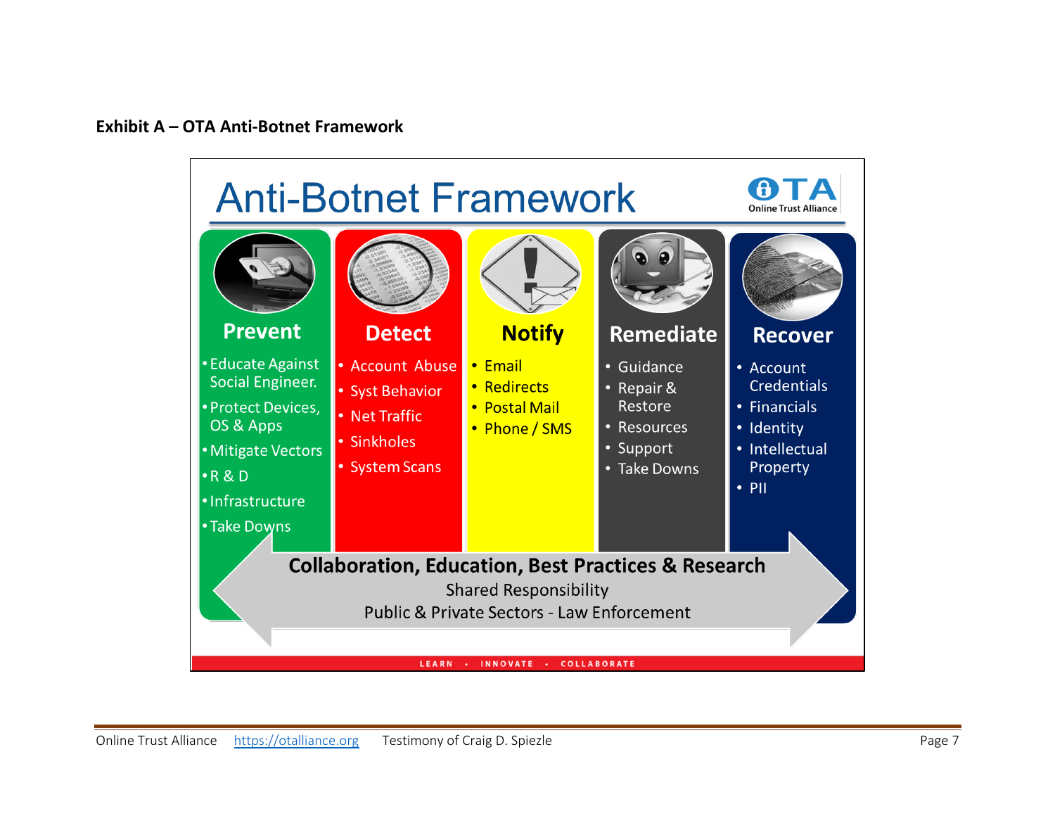**Exhibit A – OTA Anti-Botnet Framework**

# Anti-Botnet Framework

OTA Online Trust Alliance

**Prevent**

- Educate Against Social Engineer.
- Protect Devices, OS & Apps
- Mitigate Vectors
- R & D
- Infrastructure
- Take Downs

**Detect**

- Account Abuse
- Syst Behavior
- Net Traffic
- Sinkholes
- System Scans

**Notify**

- Email
- Redirects
- Postal Mail
- Phone / SMS

**Remediate**

- Guidance
- Repair & Restore
- Resources
- Support
- Take Downs

**Recover**

- Account Credentials
- Financials
- Identity
- Intellectual Property
- PII

**Collaboration, Education, Best Practices & Research**

Shared Responsibility

Public & Private Sectors - Law Enforcement

LEARN • INNOVATE • COLLABORATE